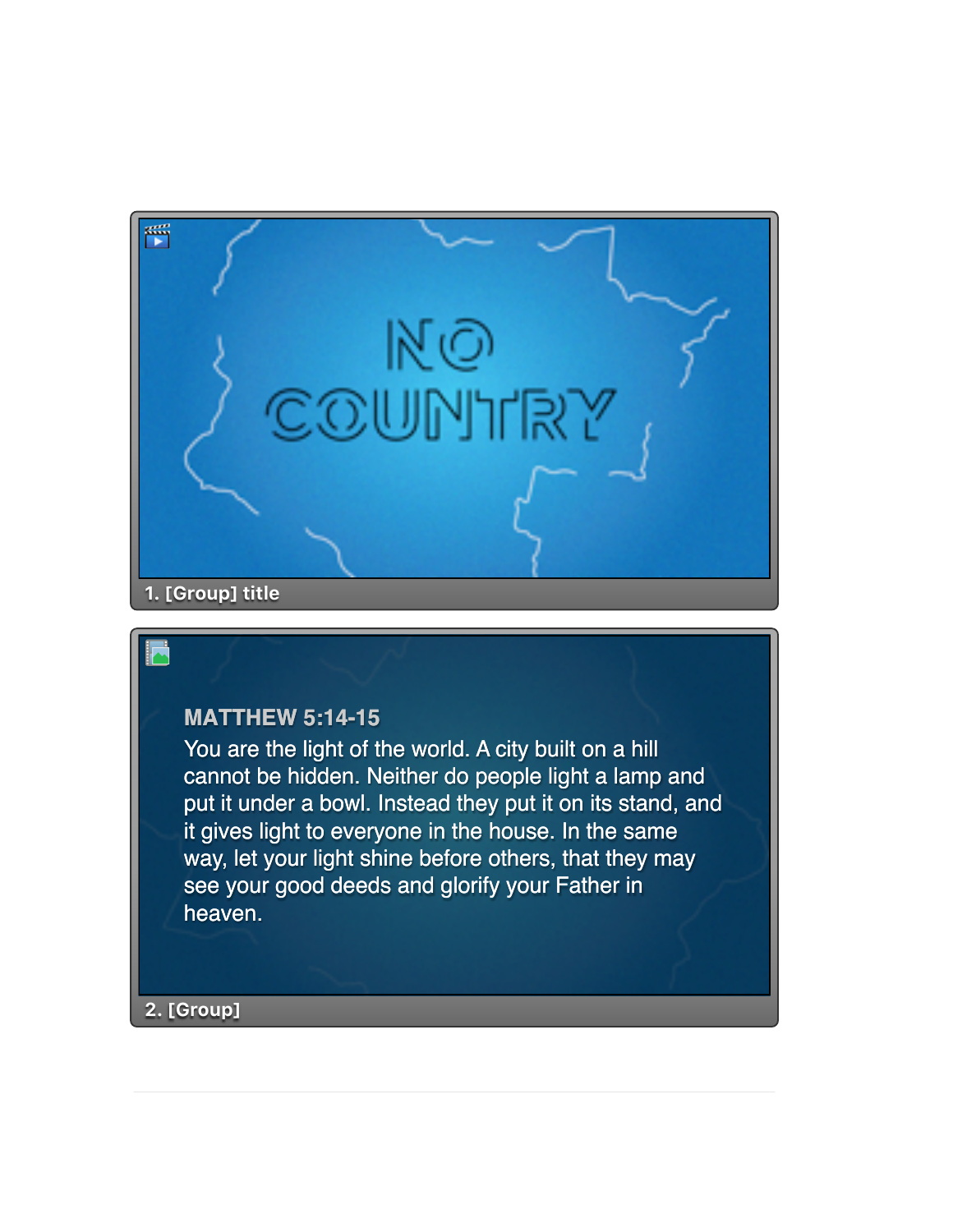NO COUNTRY

1. [Group] title

MATTHEW 5:14-15

You are the light of the world. A city built on a hill cannot be hidden. Neither do people light a lamp and put it under a bowl. Instead they put it on its stand, and it gives light to everyone in the house. In the same way, let your light shine before others, that they may see your good deeds and glorify your Father in heaven.

2. [Group]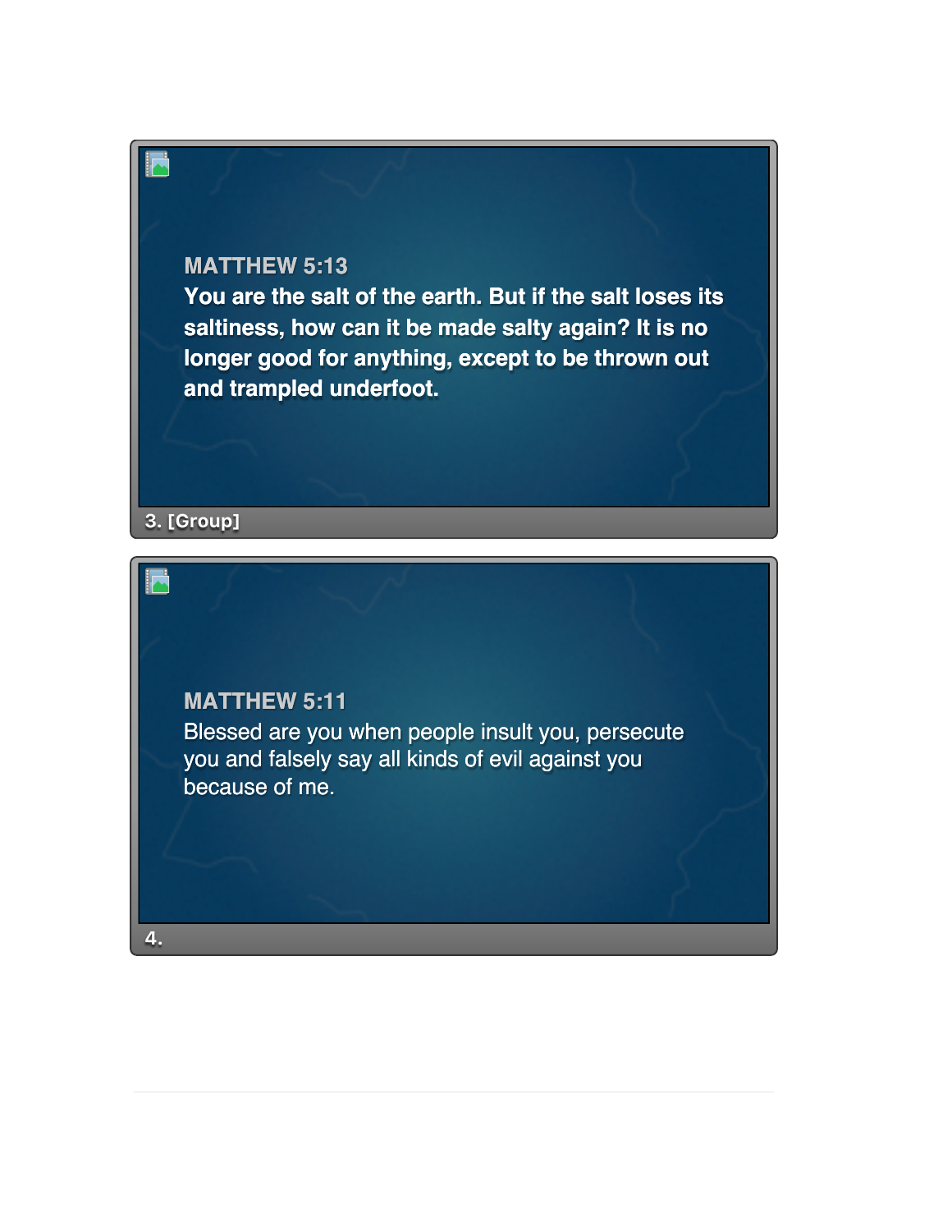**MATTHEW 5:13**

**You are the salt of the earth. But if the salt loses its saltiness, how can it be made salty again? It is no longer good for anything, except to be thrown out and trampled underfoot.**

3. [Group]

**MATTHEW 5:11**

Blessed are you when people insult you, persecute you and falsely say all kinds of evil against you because of me.

4.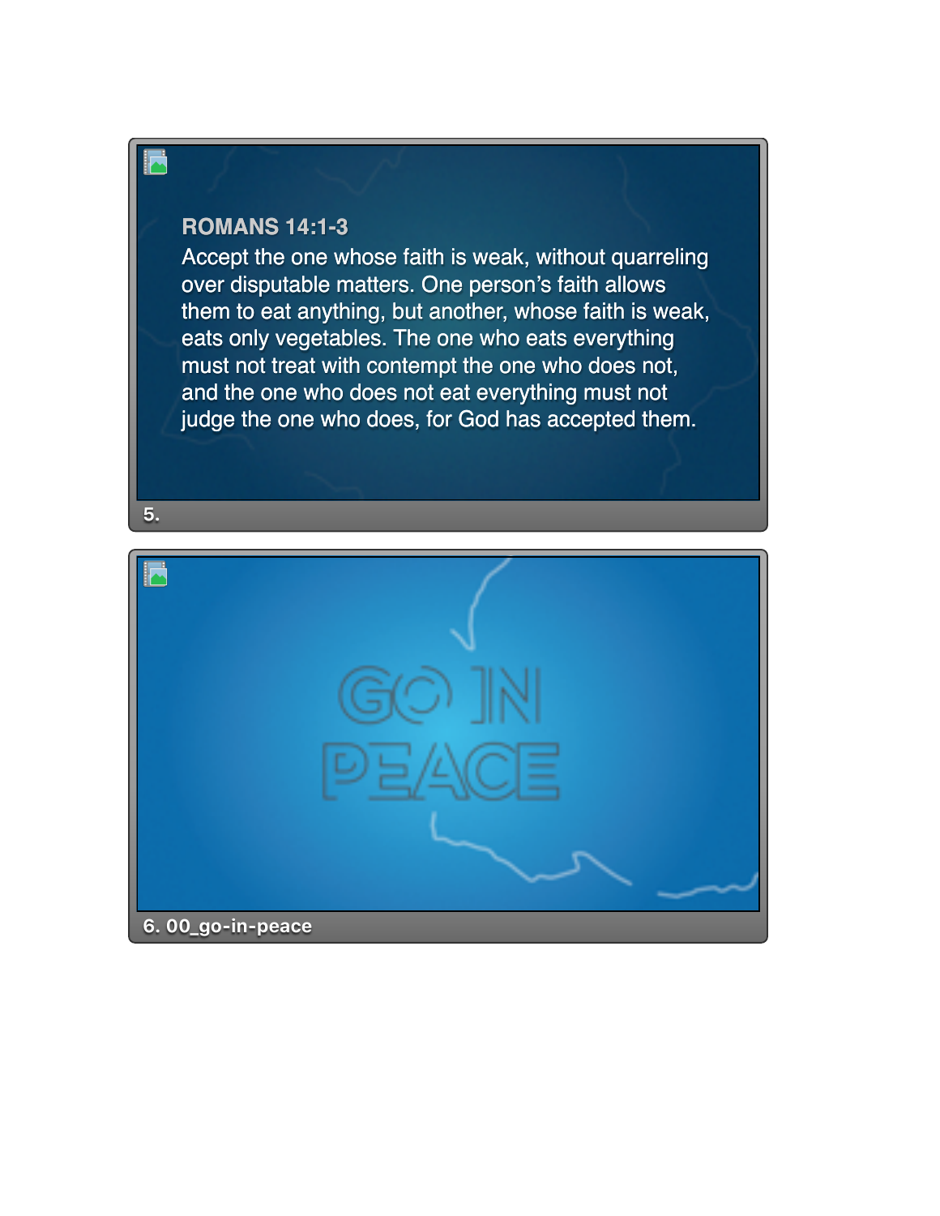ROMANS 14:1-3

Accept the one whose faith is weak, without quarreling over disputable matters. One person's faith allows them to eat anything, but another, whose faith is weak, eats only vegetables. The one who eats everything must not treat with contempt the one who does not, and the one who does not eat everything must not judge the one who does, for God has accepted them.

5.

GO IN PEACE

6. 00_go-in-peace